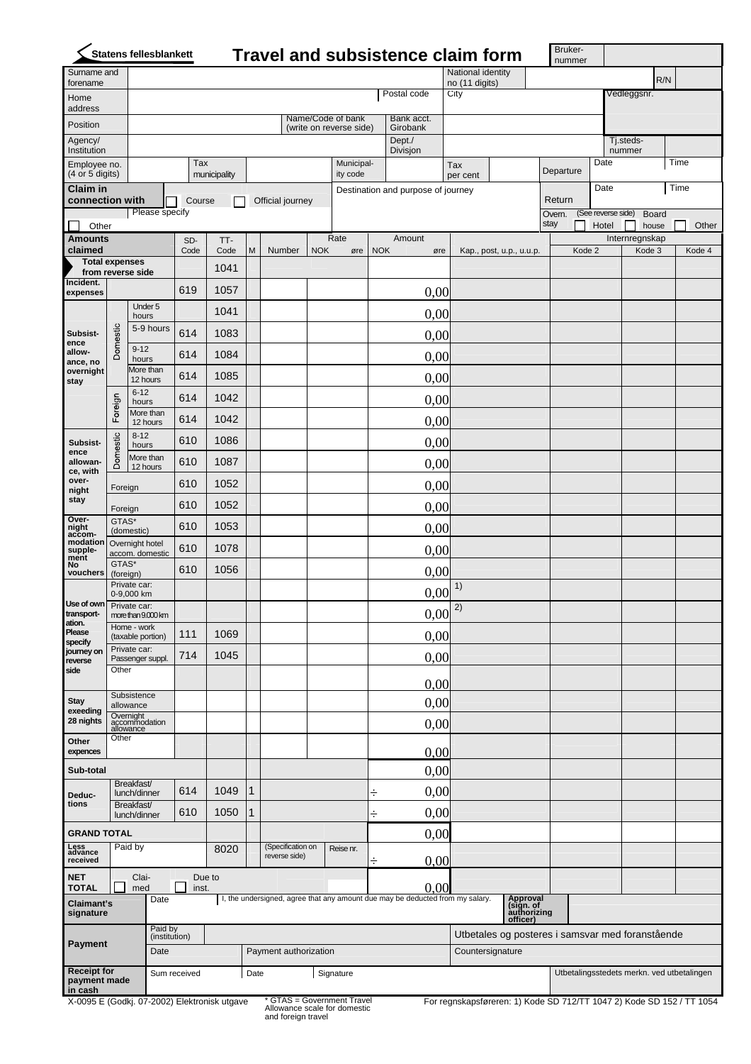**Statens fellesblankett**

# Travel and subsistence claim form

| Bruker-nummer | |
|---|---|

| Surname and forename | | National identity no (11 digits) | | R/N |
|---|---|---|---|---|
| Home address | Postal code | City | | Vedleggsnr. |
| Position | Name/Code of bank (write on reverse side) | Bank acct. Girobank | | |
| Agency/ Institution | | Dept./ Divisjon | | Tj.steds-nummer |
| Employee no. (4 or 5 digits) | Tax municipality | Municipal-ity code | Tax per cent | Departure: Date / Time |

**Claim in connection with** ☐ Course ☐ Official journey ☐ Other — Please specify

Destination and purpose of journey

Return: Date / Time

Overn. stay ☐ Hotel (See reverse side) ☐ Board house ☐ Other

| Amounts claimed | | | SD-Code | TT-Code | M | Number | Rate NOK øre | Amount NOK øre | Kap., post, u.p., u.u.p. | Internregnskap Kode 2 | Kode 3 | Kode 4 |
|---|---|---|---|---|---|---|---|---|---|---|---|---|
| Total expenses from reverse side | | | | 1041 | | | | | | | | |
| Incident. expenses | | | 619 | 1057 | | | | 0,00 | | | | |
| Subsistence allowance, no overnight stay | Domestic | Under 5 hours | | 1041 | | | | 0,00 | | | | |
| | Domestic | 5-9 hours | 614 | 1083 | | | | 0,00 | | | | |
| | Domestic | 9-12 hours | 614 | 1084 | | | | 0,00 | | | | |
| | Domestic | More than 12 hours | 614 | 1085 | | | | 0,00 | | | | |
| | Foreign | 6-12 hours | 614 | 1042 | | | | 0,00 | | | | |
| | Foreign | More than 12 hours | 614 | 1042 | | | | 0,00 | | | | |
| Subsistence allowance, with overnight stay | Domestic | 8-12 hours | 610 | 1086 | | | | 0,00 | | | | |
| | Domestic | More than 12 hours | 610 | 1087 | | | | 0,00 | | | | |
| | Foreign | | 610 | 1052 | | | | 0,00 | | | | |
| | Foreign | | 610 | 1052 | | | | 0,00 | | | | |
| Overnight accommodation supplement No vouchers | GTAS* (domestic) | | 610 | 1053 | | | | 0,00 | | | | |
| | Overnight hotel accom. domestic | | 610 | 1078 | | | | 0,00 | | | | |
| | GTAS* (foreign) | | 610 | 1056 | | | | 0,00 | | | | |
| Use of own transportation. Please specify journey on reverse side | Private car: 0-9,000 km | | | | | | | 0,00 | 1) | | | |
| | Private car: more than 9.000 km | | | | | | | 0,00 | 2) | | | |
| | Home - work (taxable portion) | | 111 | 1069 | | | | 0,00 | | | | |
| | Private car: Passenger suppl. | | 714 | 1045 | | | | 0,00 | | | | |
| | Other | | | | | | | 0,00 | | | | |
| Stay exceeding 28 nights | Subsistence allowance | | | | | | | 0,00 | | | | |
| | Overnight accommodation allowance | | | | | | | 0,00 | | | | |
| Other expences | Other | | | | | | | 0,00 | | | | |
| Sub-total | | | | | | | | 0,00 | | | | |
| Deductions | Breakfast/ lunch/dinner | | 614 | 1049 | 1 | | | ÷ 0,00 | | | | |
| | Breakfast/ lunch/dinner | | 610 | 1050 | 1 | | | ÷ 0,00 | | | | |
| GRAND TOTAL | | | | | | | | 0,00 | | | | |
| Less advance received | Paid by | | | 8020 | | (Specification on reverse side) | Reise nr. | ÷ 0,00 | | | | |
| NET TOTAL | ☐ Claimed | ☐ Due to inst. | | | | | | 0,00 | | | | |

| Claimant's signature | Date | I, the undersigned, agree that any amount due may be deducted from my salary. | Approval (sign. of authorizing officer) |
|---|---|---|---|
| Payment | Paid by (institution) | | Utbetales og posteres i samsvar med foranstående |
| | Date | Payment authorization | Countersignature |
| Receipt for payment made in cash | Sum received | Date / Signature | Utbetalingsstedets merkn. ved utbetalingen |

X-0095 E (Godkj. 07-2002) Elektronisk utgave

\* GTAS = Government Travel Allowance scale for domestic and foreign travel

For regnskapsføreren: 1) Kode SD 712/TT 1047 2) Kode SD 152 / TT 1054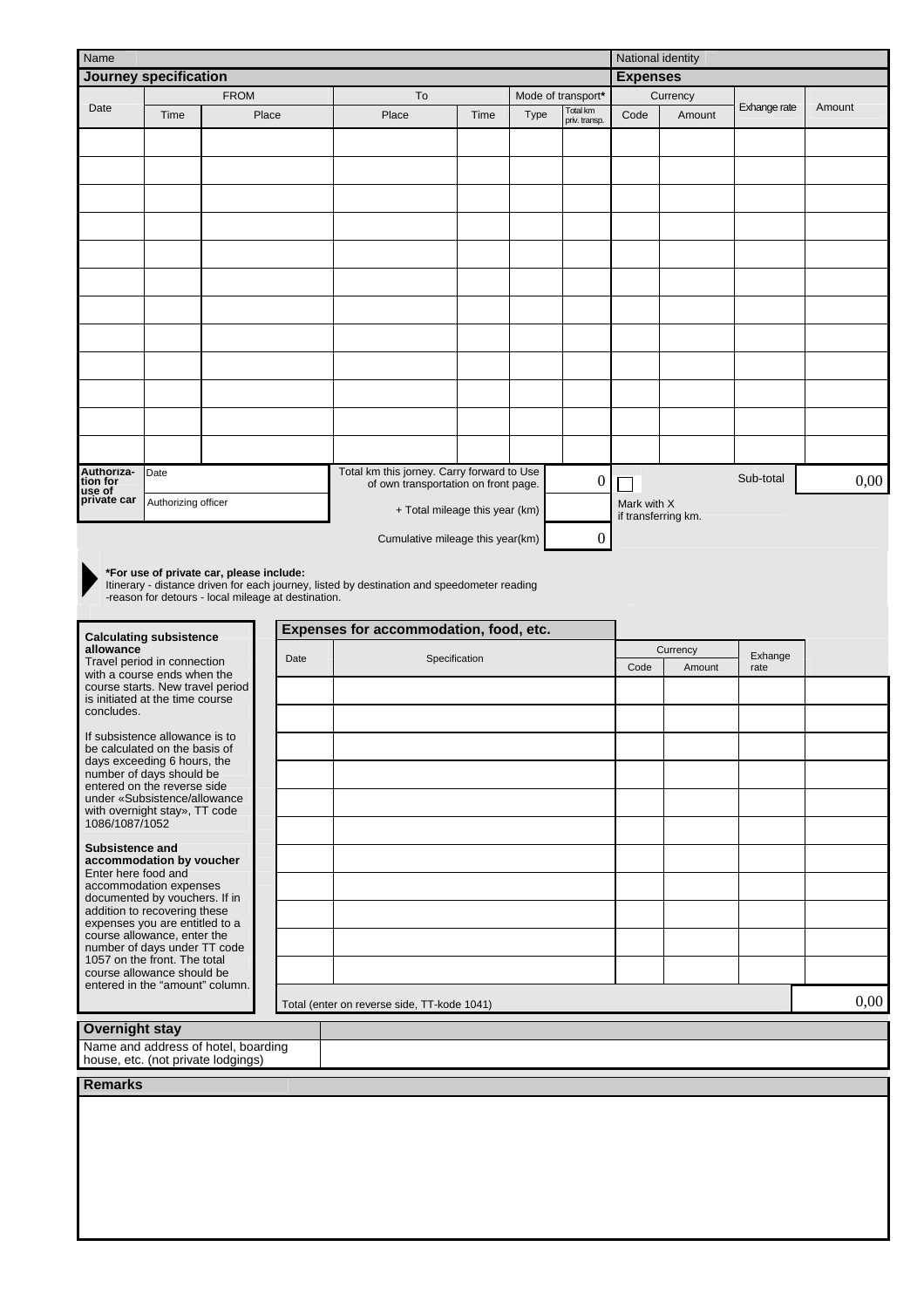| Name | | | | | | | | National identity | | | |
|---|---|---|---|---|---|---|---|---|---|---|---|
| **Journey specification** | | | | | | | | **Expenses** | | | |
| Date | FROM | | To | | Mode of transport* | | | Currency | | Exhange rate | Amount |
| | Time | Place | Place | Time | Type | Total km priv. transp. | | Code | Amount | | |
| | | | | | | | | | | | |
| | | | | | | | | | | | |
| | | | | | | | | | | | |
| | | | | | | | | | | | |
| | | | | | | | | | | | |
| | | | | | | | | | | | |
| | | | | | | | | | | | |
| | | | | | | | | | | | |
| | | | | | | | | | | | |
| | | | | | | | | | | | |
| | | | | | | | | | | | |
| | | | | | | | | | | | |

| | | | | | | |
|---|---|---|---|---|---|---|
| **Authoriza-tion for use of private car** | Date | Total km this jorney. Carry forward to Use of own transportation on front page. | 0 | ☐ | Sub-total | 0,00 |
| | Authorizing officer | + Total mileage this year (km) | | Mark with X if transferring km. | | |
| | | Cumulative mileage this year(km) | 0 | | | |

**\*For use of private car, please include:**
Itinerary - distance driven for each journey, listed by destination and speedometer reading
-reason for detours - local mileage at destination.

**Calculating subsistence allowance**
Travel period in connection with a course ends when the course starts. New travel period is initiated at the time course concludes.

If subsistence allowance is to be calculated on the basis of days exceeding 6 hours, the number of days should be entered on the reverse side under «Subsistence/allowance with overnight stay», TT code 1086/1087/1052

**Subsistence and accommodation by voucher**
Enter here food and accommodation expenses documented by vouchers. If in addition to recovering these expenses you are entitled to a course allowance, enter the number of days under TT code 1057 on the front. The total course allowance should be entered in the "amount" column.

| **Expenses for accommodation, food, etc.** | | | | | |
|---|---|---|---|---|---|
| Date | Specification | Currency | | Exhange rate | |
| | | Code | Amount | | |
| | | | | | |
| | | | | | |
| | | | | | |
| | | | | | |
| | | | | | |
| | | | | | |
| | | | | | |
| | | | | | |
| | | | | | |
| | | | | | |
| | | | | | |
| Total (enter on reverse side, TT-kode 1041) | | | | | 0,00 |

| **Overnight stay** | |
|---|---|
| Name and address of hotel, boarding house, etc. (not private lodgings) | |

**Remarks**